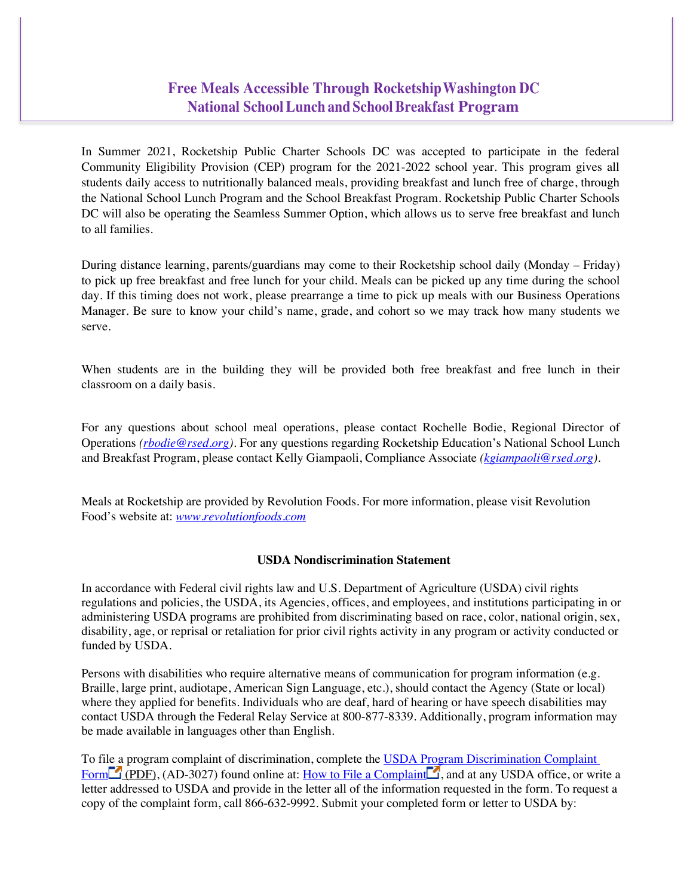# Free Meals Accessible Through Rocketship Washington DC National School Lunch and School Breakfast Program

In Summer 2021, Rocketship Public Charter Schools DC was accepted to participate in the federal Community Eligibility Provision (CEP) program for the 2021-2022 school year. This program gives all students daily access to nutritionally balanced meals, providing breakfast and lunch free of charge, through the National School Lunch Program and the School Breakfast Program. Rocketship Public Charter Schools DC will also be operating the Seamless Summer Option, which allows us to serve free breakfast and lunch to all families.

During distance learning, parents/guardians may come to their Rocketship school daily (Monday – Friday) to pick up free breakfast and free lunch for your child. Meals can be picked up any time during the school day. If this timing does not work, please prearrange a time to pick up meals with our Business Operations Manager. Be sure to know your child's name, grade, and cohort so we may track how many students we serve.

When students are in the building they will be provided both free breakfast and free lunch in their classroom on a daily basis.

For any questions about school meal operations, please contact Rochelle Bodie, Regional Director of Operations *(rbodie@rsed.org)*. For any questions regarding Rocketship Education's National School Lunch and Breakfast Program, please contact Kelly Giampaoli, Compliance Associate *(kgiampaoli@rsed.org)*.

Meals at Rocketship are provided by Revolution Foods. For more information, please visit Revolution Food's website at: *www.revolutionfoods.com*

**USDA Nondiscrimination Statement**

In accordance with Federal civil rights law and U.S. Department of Agriculture (USDA) civil rights regulations and policies, the USDA, its Agencies, offices, and employees, and institutions participating in or administering USDA programs are prohibited from discriminating based on race, color, national origin, sex, disability, age, or reprisal or retaliation for prior civil rights activity in any program or activity conducted or funded by USDA.

Persons with disabilities who require alternative means of communication for program information (e.g. Braille, large print, audiotape, American Sign Language, etc.), should contact the Agency (State or local) where they applied for benefits. Individuals who are deaf, hard of hearing or have speech disabilities may contact USDA through the Federal Relay Service at 800-877-8339. Additionally, program information may be made available in languages other than English.

To file a program complaint of discrimination, complete the USDA Program Discrimination Complaint Form (PDF), (AD-3027) found online at: How to File a Complaint, and at any USDA office, or write a letter addressed to USDA and provide in the letter all of the information requested in the form. To request a copy of the complaint form, call 866-632-9992. Submit your completed form or letter to USDA by: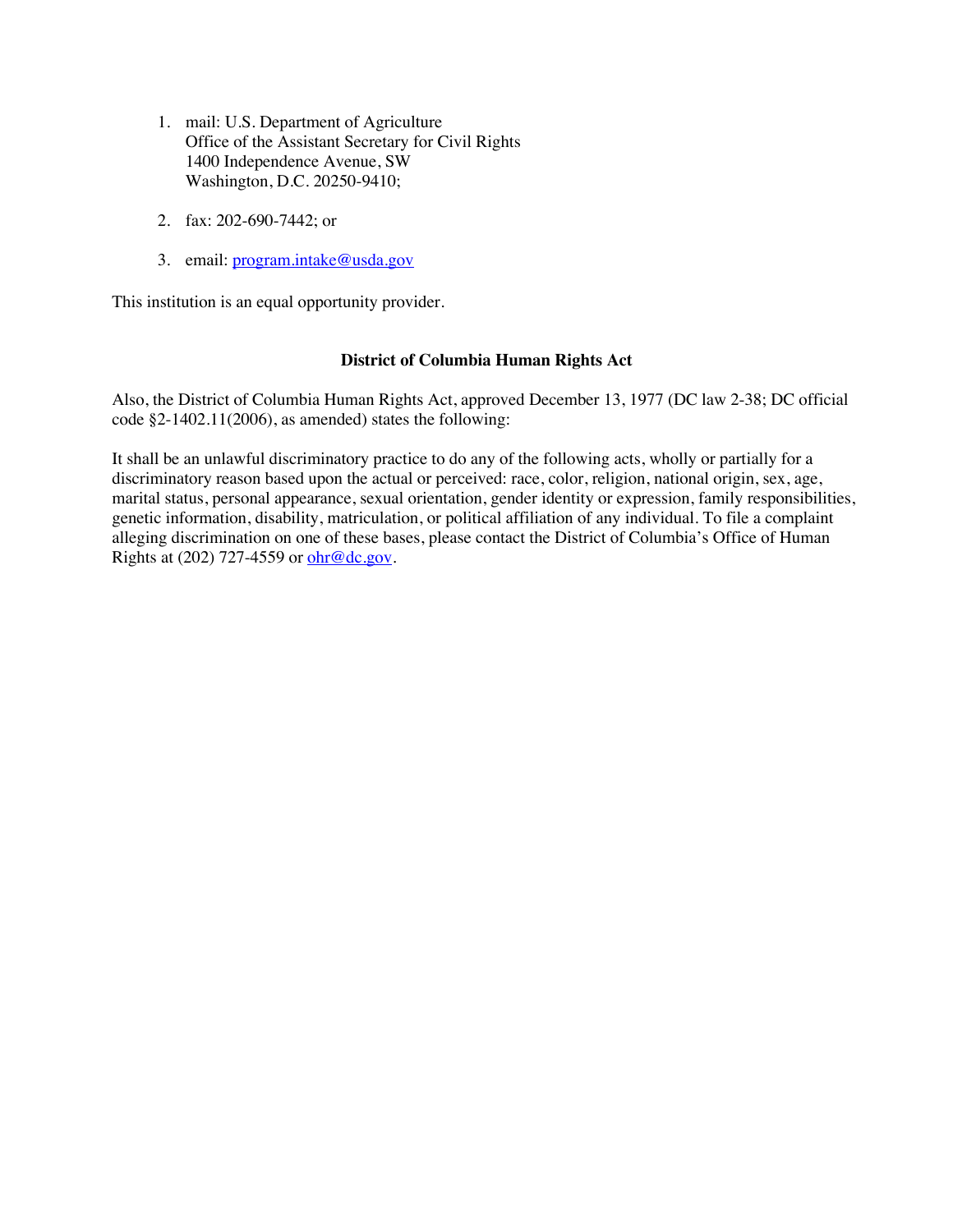1. mail: U.S. Department of Agriculture
   Office of the Assistant Secretary for Civil Rights
   1400 Independence Avenue, SW
   Washington, D.C. 20250-9410;

2. fax: 202-690-7442; or

3. email: program.intake@usda.gov

This institution is an equal opportunity provider.

**District of Columbia Human Rights Act**

Also, the District of Columbia Human Rights Act, approved December 13, 1977 (DC law 2-38; DC official code §2-1402.11(2006), as amended) states the following:

It shall be an unlawful discriminatory practice to do any of the following acts, wholly or partially for a discriminatory reason based upon the actual or perceived: race, color, religion, national origin, sex, age, marital status, personal appearance, sexual orientation, gender identity or expression, family responsibilities, genetic information, disability, matriculation, or political affiliation of any individual. To file a complaint alleging discrimination on one of these bases, please contact the District of Columbia's Office of Human Rights at (202) 727-4559 or ohr@dc.gov.